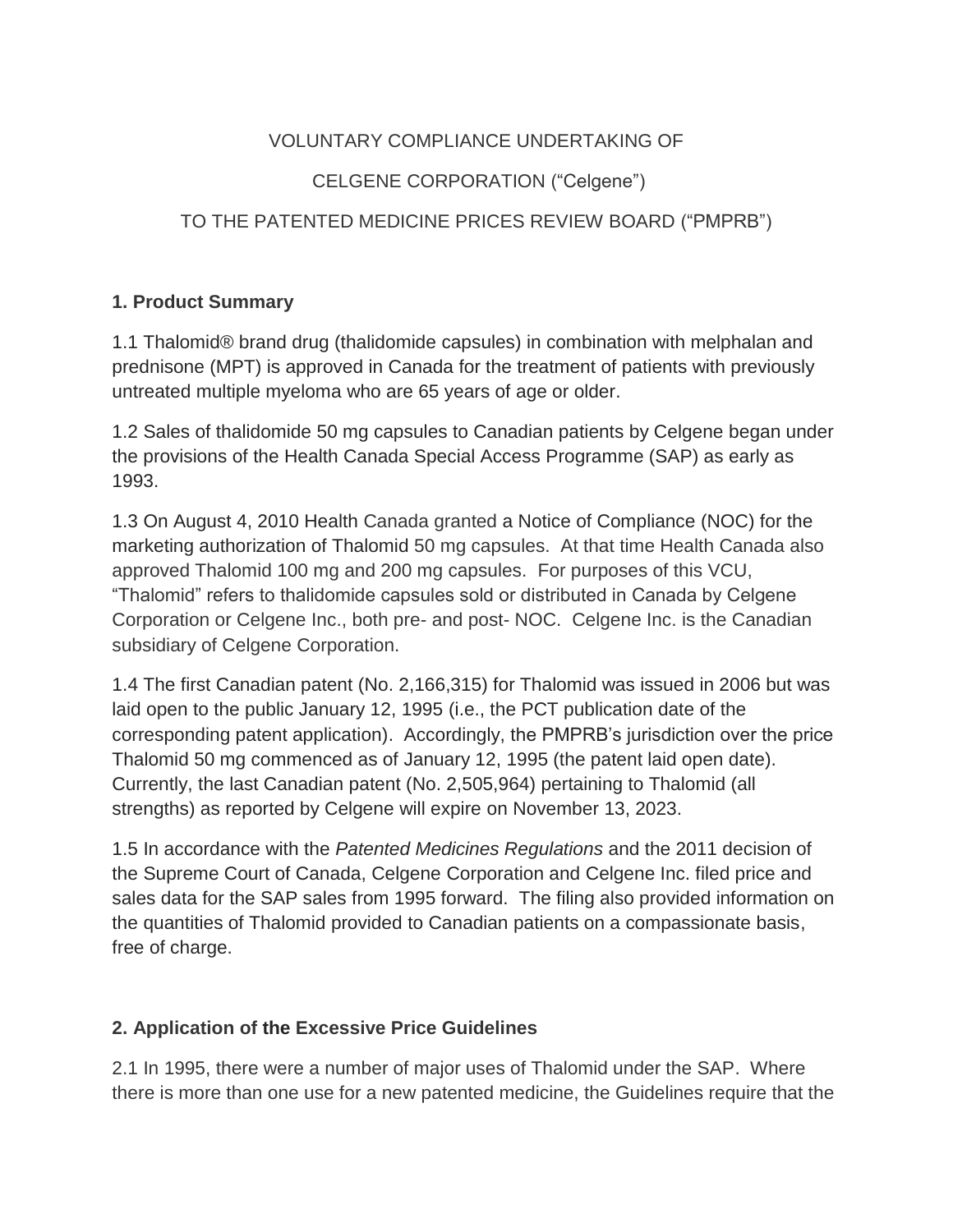VOLUNTARY COMPLIANCE UNDERTAKING OF

CELGENE CORPORATION (“Celgene”)

TO THE PATENTED MEDICINE PRICES REVIEW BOARD (“PMPRB”)

## 1. Product Summary

1.1 Thalomid® brand drug (thalidomide capsules) in combination with melphalan and prednisone (MPT) is approved in Canada for the treatment of patients with previously untreated multiple myeloma who are 65 years of age or older.

1.2 Sales of thalidomide 50 mg capsules to Canadian patients by Celgene began under the provisions of the Health Canada Special Access Programme (SAP) as early as 1993.

1.3 On August 4, 2010 Health Canada granted a Notice of Compliance (NOC) for the marketing authorization of Thalomid 50 mg capsules. At that time Health Canada also approved Thalomid 100 mg and 200 mg capsules. For purposes of this VCU, “Thalomid” refers to thalidomide capsules sold or distributed in Canada by Celgene Corporation or Celgene Inc., both pre- and post- NOC. Celgene Inc. is the Canadian subsidiary of Celgene Corporation.

1.4 The first Canadian patent (No. 2,166,315) for Thalomid was issued in 2006 but was laid open to the public January 12, 1995 (i.e., the PCT publication date of the corresponding patent application). Accordingly, the PMPRB’s jurisdiction over the price Thalomid 50 mg commenced as of January 12, 1995 (the patent laid open date). Currently, the last Canadian patent (No. 2,505,964) pertaining to Thalomid (all strengths) as reported by Celgene will expire on November 13, 2023.

1.5 In accordance with the *Patented Medicines Regulations* and the 2011 decision of the Supreme Court of Canada, Celgene Corporation and Celgene Inc. filed price and sales data for the SAP sales from 1995 forward. The filing also provided information on the quantities of Thalomid provided to Canadian patients on a compassionate basis, free of charge.

## 2. Application of the Excessive Price Guidelines

2.1 In 1995, there were a number of major uses of Thalomid under the SAP. Where there is more than one use for a new patented medicine, the Guidelines require that the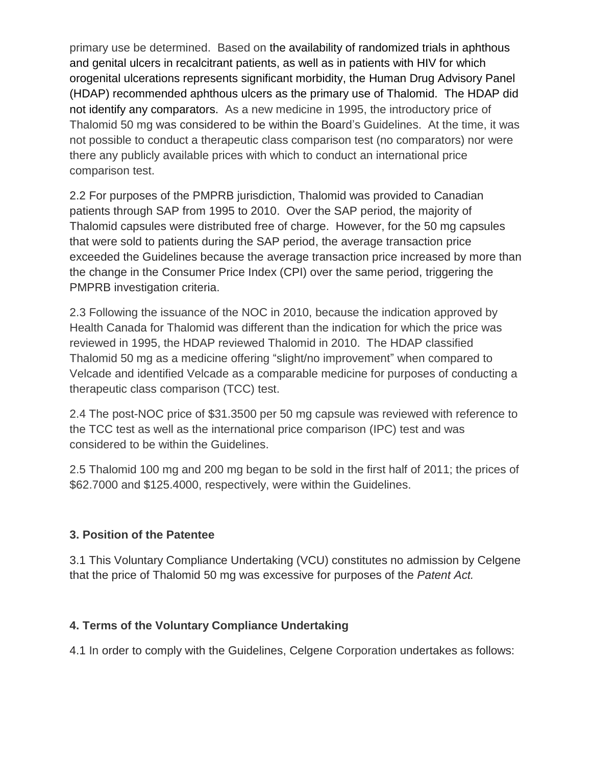primary use be determined. Based on the availability of randomized trials in aphthous and genital ulcers in recalcitrant patients, as well as in patients with HIV for which orogenital ulcerations represents significant morbidity, the Human Drug Advisory Panel (HDAP) recommended aphthous ulcers as the primary use of Thalomid. The HDAP did not identify any comparators. As a new medicine in 1995, the introductory price of Thalomid 50 mg was considered to be within the Board's Guidelines. At the time, it was not possible to conduct a therapeutic class comparison test (no comparators) nor were there any publicly available prices with which to conduct an international price comparison test.

2.2 For purposes of the PMPRB jurisdiction, Thalomid was provided to Canadian patients through SAP from 1995 to 2010. Over the SAP period, the majority of Thalomid capsules were distributed free of charge. However, for the 50 mg capsules that were sold to patients during the SAP period, the average transaction price exceeded the Guidelines because the average transaction price increased by more than the change in the Consumer Price Index (CPI) over the same period, triggering the PMPRB investigation criteria.

2.3 Following the issuance of the NOC in 2010, because the indication approved by Health Canada for Thalomid was different than the indication for which the price was reviewed in 1995, the HDAP reviewed Thalomid in 2010. The HDAP classified Thalomid 50 mg as a medicine offering "slight/no improvement" when compared to Velcade and identified Velcade as a comparable medicine for purposes of conducting a therapeutic class comparison (TCC) test.

2.4 The post-NOC price of $31.3500 per 50 mg capsule was reviewed with reference to the TCC test as well as the international price comparison (IPC) test and was considered to be within the Guidelines.

2.5 Thalomid 100 mg and 200 mg began to be sold in the first half of 2011; the prices of $62.7000 and $125.4000, respectively, were within the Guidelines.

### 3. Position of the Patentee

3.1 This Voluntary Compliance Undertaking (VCU) constitutes no admission by Celgene that the price of Thalomid 50 mg was excessive for purposes of the *Patent Act.*

### 4. Terms of the Voluntary Compliance Undertaking

4.1 In order to comply with the Guidelines, Celgene Corporation undertakes as follows: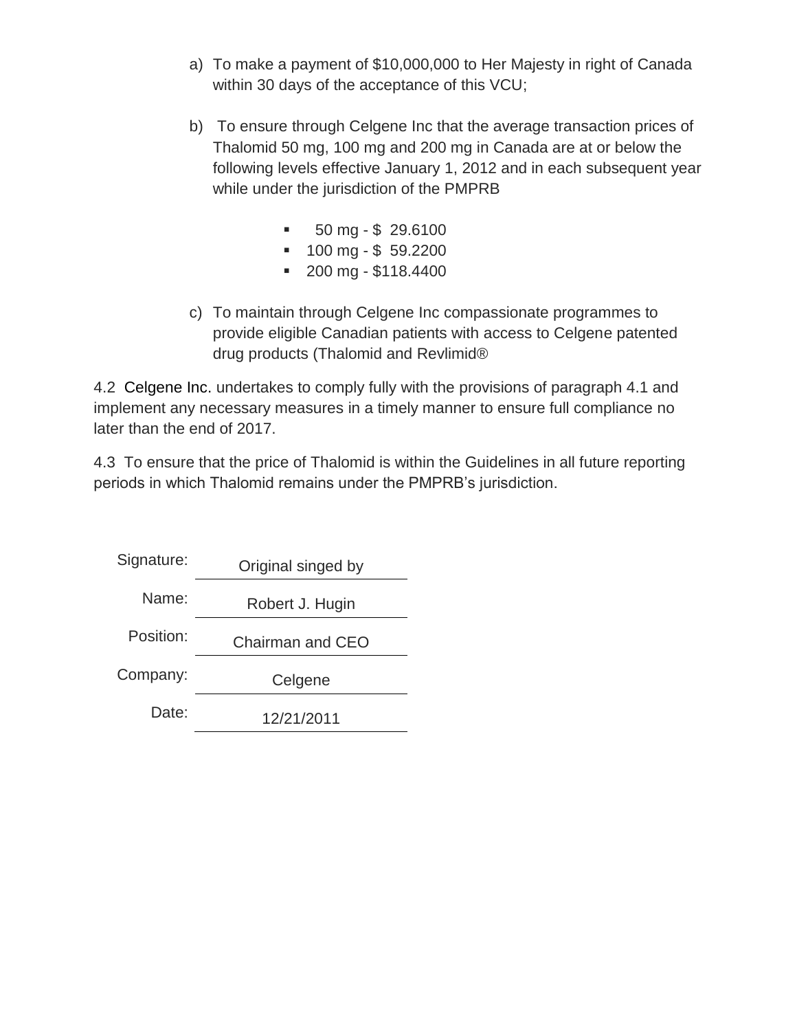a) To make a payment of $10,000,000 to Her Majesty in right of Canada within 30 days of the acceptance of this VCU;

b) To ensure through Celgene Inc that the average transaction prices of Thalomid 50 mg, 100 mg and 200 mg in Canada are at or below the following levels effective January 1, 2012 and in each subsequent year while under the jurisdiction of the PMPRB

- 50 mg - $ 29.6100
- 100 mg - $ 59.2200
- 200 mg - $118.4400

c) To maintain through Celgene Inc compassionate programmes to provide eligible Canadian patients with access to Celgene patented drug products (Thalomid and Revlimid®

4.2 Celgene Inc. undertakes to comply fully with the provisions of paragraph 4.1 and implement any necessary measures in a timely manner to ensure full compliance no later than the end of 2017.

4.3 To ensure that the price of Thalomid is within the Guidelines in all future reporting periods in which Thalomid remains under the PMPRB's jurisdiction.

| | |
|---|---|
| Signature: | Original singed by |
| Name: | Robert J. Hugin |
| Position: | Chairman and CEO |
| Company: | Celgene |
| Date: | 12/21/2011 |